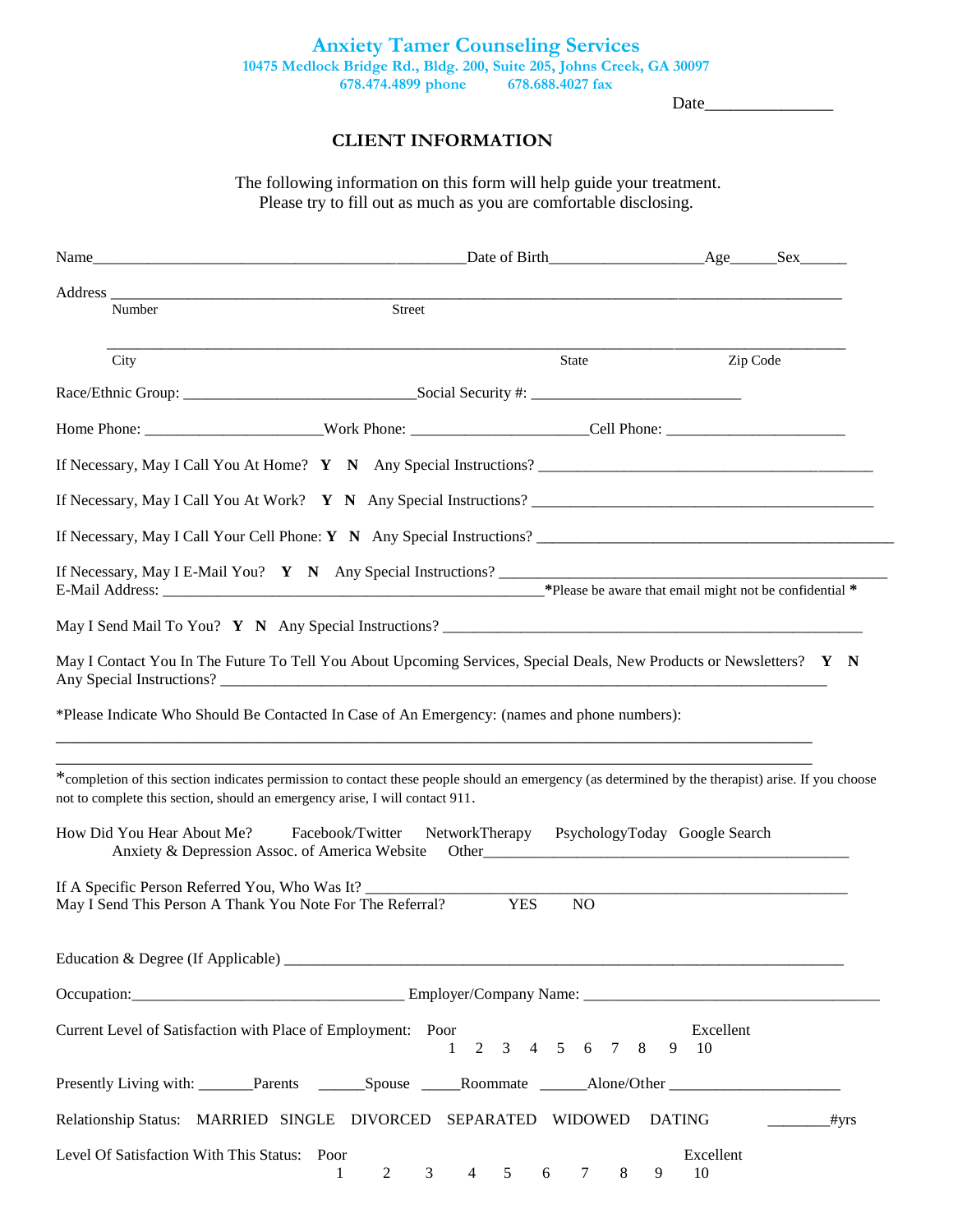# Anxiety Tamer Counseling Services

10475 Medlock Bridge Rd., Bldg. 200, Suite 205, Johns Creek, GA 30097

678.474.4899 phone 678.688.4027 fax

Date_______________

## CLIENT INFORMATION

The following information on this form will help guide your treatment.
Please try to fill out as much as you are comfortable disclosing.

Name_______________________________________________Date of Birth___________________Age______Sex______

Address ______________________________________________________________________________________
Number Street

______________________________________________________________________________________
City State Zip Code

Race/Ethnic Group: _____________________________Social Security #: __________________________

Home Phone: ______________________Work Phone: ______________________Cell Phone: _______________________

If Necessary, May I Call You At Home? **Y N** Any Special Instructions? __________________________________________

If Necessary, May I Call You At Work? **Y N** Any Special Instructions? ___________________________________________

If Necessary, May I Call Your Cell Phone: **Y N** Any Special Instructions? _____________________________________________

If Necessary, May I E-Mail You? **Y N** Any Special Instructions? ________________________________________________
E-Mail Address: _______________________________________________**\*Please be aware that email might not be confidential \***

May I Send Mail To You? **Y N** Any Special Instructions? ____________________________________________________

May I Contact You In The Future To Tell You About Upcoming Services, Special Deals, New Products or Newsletters? **Y N**
Any Special Instructions? ___________________________________________________________________________

*Please Indicate Who Should Be Contacted In Case of An Emergency: (names and phone numbers):

_____________________________________________________________________________________________

_____________________________________________________________________________________________

*completion of this section indicates permission to contact these people should an emergency (as determined by the therapist) arise. If you choose not to complete this section, should an emergency arise, I will contact 911.

How Did You Hear About Me? Facebook/Twitter NetworkTherapy PsychologyToday Google Search
Anxiety & Depression Assoc. of America Website Other_______________________________________________

If A Specific Person Referred You, Who Was It? _________________________________________________________________
May I Send This Person A Thank You Note For The Referral? YES NO

Education & Degree (If Applicable) _______________________________________________________________________

Occupation:__________________________________ Employer/Company Name: _____________________________________

Current Level of Satisfaction with Place of Employment: Poor 1 2 3 4 5 6 7 8 9 10 Excellent

Presently Living with: _______Parents ______Spouse _____Roommate ______Alone/Other ______________________

Relationship Status: MARRIED SINGLE DIVORCED SEPARATED WIDOWED DATING ________#yrs

Level Of Satisfaction With This Status: Poor 1 2 3 4 5 6 7 8 9 10 Excellent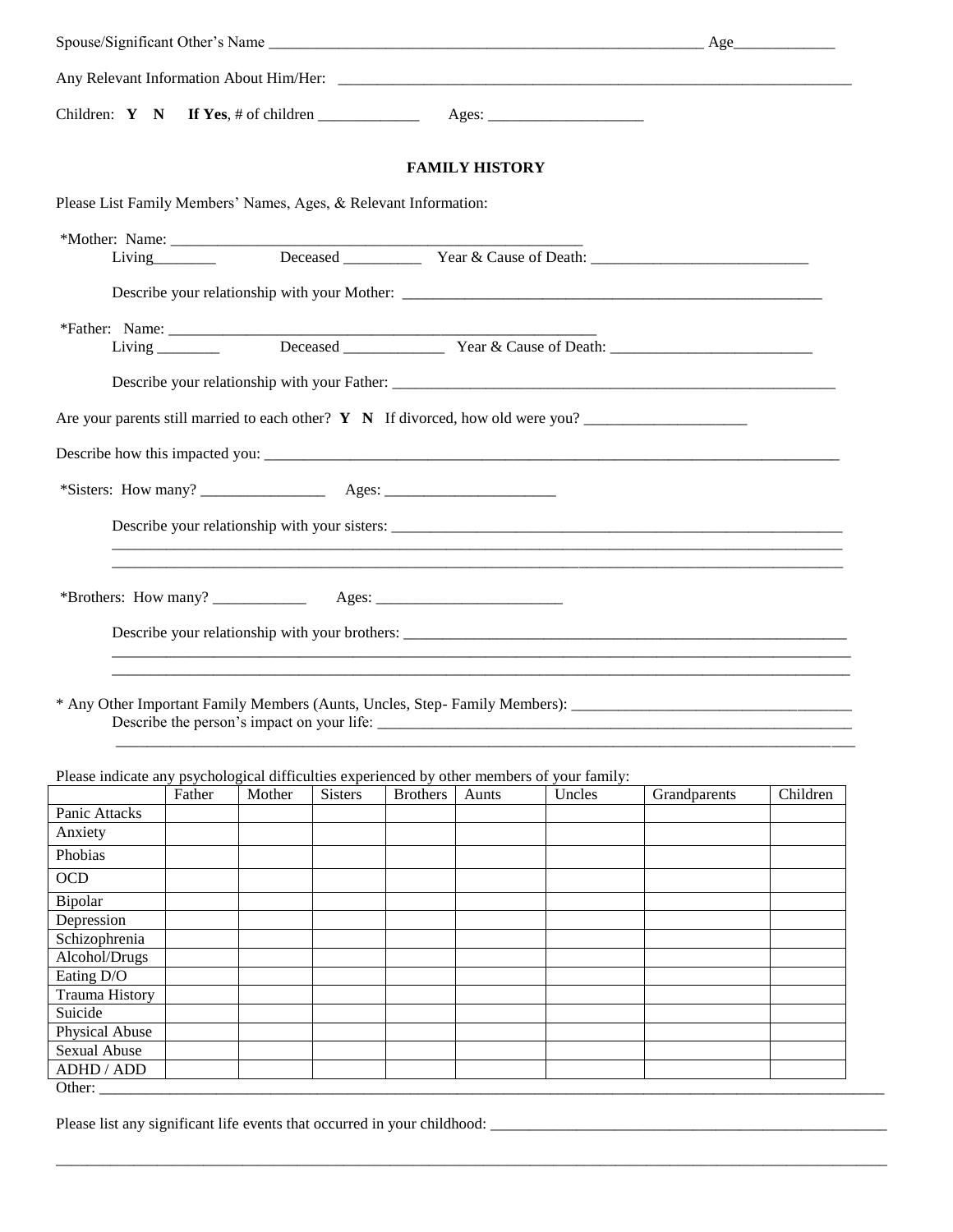Spouse/Significant Other's Name ____________________________________________________________ Age_____________

Any Relevant Information About Him/Her: ________________________________________________________________________

Children: **Y N** **If Yes**, # of children _____________ Ages: ____________________

## FAMILY HISTORY

Please List Family Members' Names, Ages, & Relevant Information:

*Mother: Name: ________________________________________________________
Living________ Deceased __________ Year & Cause of Death: ____________________________

Describe your relationship with your Mother: ________________________________________________________

*Father: Name: __________________________________________________________
Living ________ Deceased _____________ Year & Cause of Death: __________________________

Describe your relationship with your Father: ___________________________________________________________

Are your parents still married to each other? **Y N** If divorced, how old were you? _____________________

Describe how this impacted you: ______________________________________________________________________________

*Sisters: How many? ________________ Ages: ______________________

Describe your relationship with your sisters: _____________________________________________________________
_____________________________________________________________________________________________________
_____________________________________________________________________________________________________

*Brothers: How many? ____________ Ages: ________________________

Describe your relationship with your brothers: ___________________________________________________________
_____________________________________________________________________________________________________
_____________________________________________________________________________________________________

* Any Other Important Family Members (Aunts, Uncles, Step- Family Members): ____________________________________
Describe the person's impact on your life: _________________________________________________________________
_____________________________________________________________________________________________________

Please indicate any psychological difficulties experienced by other members of your family:

| | Father | Mother | Sisters | Brothers | Aunts | Uncles | Grandparents | Children |
|---|---|---|---|---|---|---|---|---|
| Panic Attacks | | | | | | | | |
| Anxiety | | | | | | | | |
| Phobias | | | | | | | | |
| OCD | | | | | | | | |
| Bipolar | | | | | | | | |
| Depression | | | | | | | | |
| Schizophrenia | | | | | | | | |
| Alcohol/Drugs | | | | | | | | |
| Eating D/O | | | | | | | | |
| Trauma History | | | | | | | | |
| Suicide | | | | | | | | |
| Physical Abuse | | | | | | | | |
| Sexual Abuse | | | | | | | | |
| ADHD / ADD | | | | | | | | |

Other: ______________________________________________________________________________________________________

Please list any significant life events that occurred in your childhood: ______________________________________________

_____________________________________________________________________________________________________________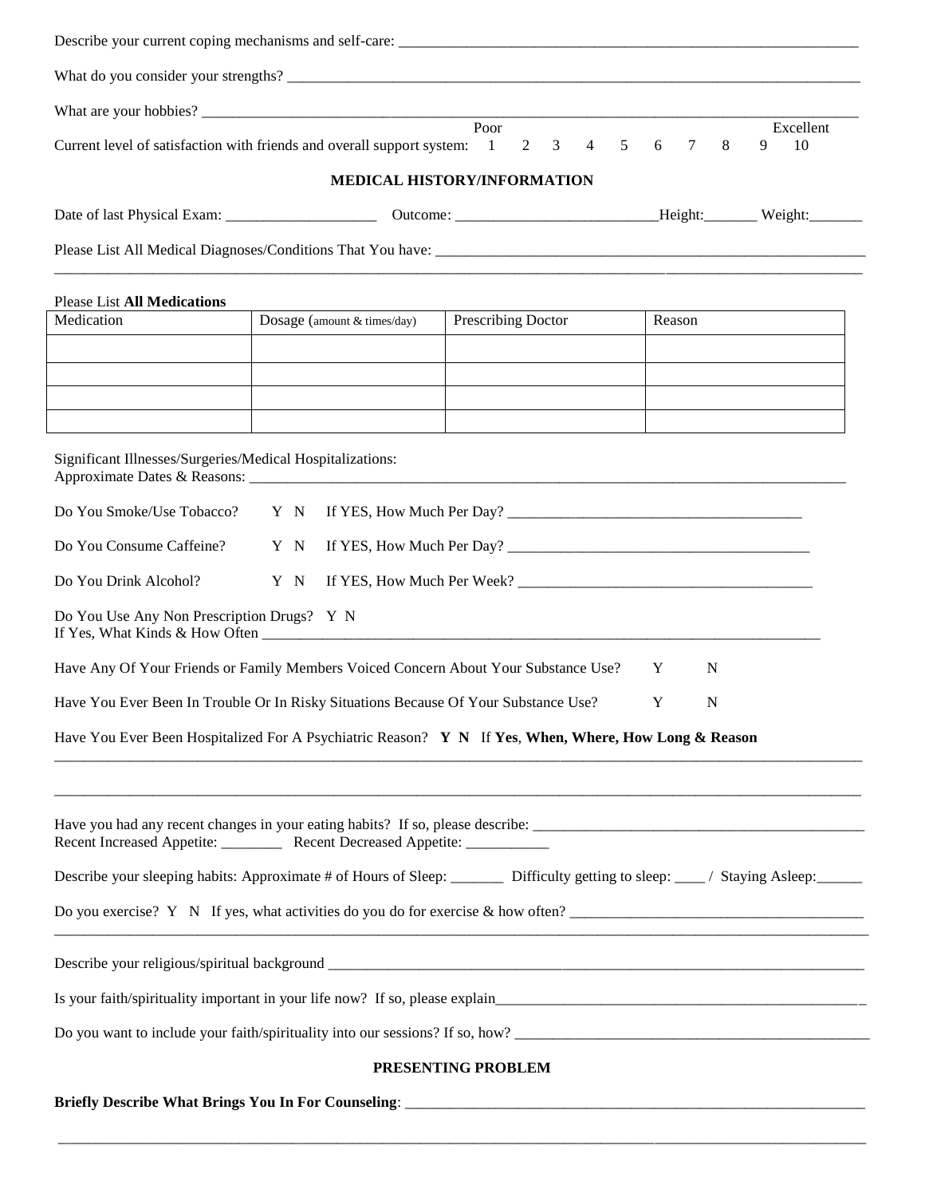Describe your current coping mechanisms and self-care: ___________________________________________________________

What do you consider your strengths? _____________________________________________________________________

What are your hobbies? ___________________________________________________________________________________

Current level of satisfaction with friends and overall support system: Poor 1 2 3 4 5 6 7 8 9 10 Excellent

## MEDICAL HISTORY/INFORMATION

Date of last Physical Exam: ____________________ Outcome: __________________________Height:_______ Weight:_______

Please List All Medical Diagnoses/Conditions That You have: ______________________________________________________

_______________________________________________________________________________________________________

Please List **All Medications**

| Medication | Dosage (amount & times/day) | Prescribing Doctor | Reason |
|---|---|---|---|
| | | | |
| | | | |
| | | | |
| | | | |

Significant Illnesses/Surgeries/Medical Hospitalizations:
Approximate Dates & Reasons: ________________________________________________________________________________

Do You Smoke/Use Tobacco? Y N If YES, How Much Per Day? ______________________________________

Do You Consume Caffeine? Y N If YES, How Much Per Day? ________________________________________

Do You Drink Alcohol? Y N If YES, How Much Per Week? ______________________________________

Do You Use Any Non Prescription Drugs? Y N
If Yes, What Kinds & How Often ____________________________________________________________________________

Have Any Of Your Friends or Family Members Voiced Concern About Your Substance Use? Y N

Have You Ever Been In Trouble Or In Risky Situations Because Of Your Substance Use? Y N

Have You Ever Been Hospitalized For A Psychiatric Reason? **Y N** If **Yes**, **When, Where, How Long & Reason**

_______________________________________________________________________________________________________

_______________________________________________________________________________________________________

Have you had any recent changes in your eating habits? If so, please describe: ____________________________________________
Recent Increased Appetite: ________ Recent Decreased Appetite: ___________

Describe your sleeping habits: Approximate # of Hours of Sleep: _______ Difficulty getting to sleep: ____ / Staying Asleep:______

Do you exercise? Y N If yes, what activities do you do for exercise & how often? ______________________________________

_______________________________________________________________________________________________________

Describe your religious/spiritual background ___________________________________________________________________

Is your faith/spirituality important in your life now? If so, please explain___________________________________________________

Do you want to include your faith/spirituality into our sessions? If so, how? _______________________________________________

## PRESENTING PROBLEM

**Briefly Describe What Brings You In For Counseling**: _________________________________________________________

_______________________________________________________________________________________________________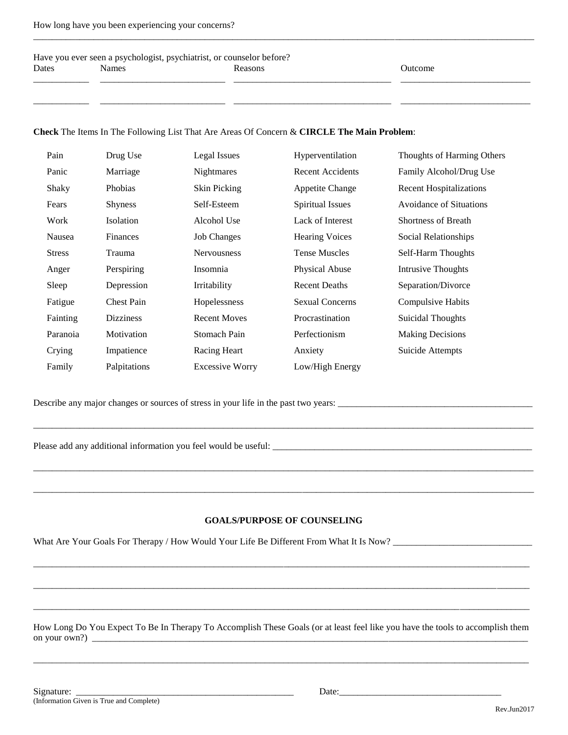How long have you been experiencing your concerns?

_______________________________________________________________________________________________

Have you ever seen a psychologist, psychiatrist, or counselor before?

| Dates | Names | Reasons | Outcome |
|---|---|---|---|
| ___________ | ________________________ | ______________________________ | _________________________ |
| ___________ | ________________________ | ______________________________ | _________________________ |

**Check** The Items In The Following List That Are Areas Of Concern & **CIRCLE The Main Problem**:

| | | | | |
|---|---|---|---|---|
| Pain | Drug Use | Legal Issues | Hyperventilation | Thoughts of Harming Others |
| Panic | Marriage | Nightmares | Recent Accidents | Family Alcohol/Drug Use |
| Shaky | Phobias | Skin Picking | Appetite Change | Recent Hospitalizations |
| Fears | Shyness | Self-Esteem | Spiritual Issues | Avoidance of Situations |
| Work | Isolation | Alcohol Use | Lack of Interest | Shortness of Breath |
| Nausea | Finances | Job Changes | Hearing Voices | Social Relationships |
| Stress | Trauma | Nervousness | Tense Muscles | Self-Harm Thoughts |
| Anger | Perspiring | Insomnia | Physical Abuse | Intrusive Thoughts |
| Sleep | Depression | Irritability | Recent Deaths | Separation/Divorce |
| Fatigue | Chest Pain | Hopelessness | Sexual Concerns | Compulsive Habits |
| Fainting | Dizziness | Recent Moves | Procrastination | Suicidal Thoughts |
| Paranoia | Motivation | Stomach Pain | Perfectionism | Making Decisions |
| Crying | Impatience | Racing Heart | Anxiety | Suicide Attempts |
| Family | Palpitations | Excessive Worry | Low/High Energy | |

Describe any major changes or sources of stress in your life in the past two years: ________________________________________

_______________________________________________________________________________________________

Please add any additional information you feel would be useful: _____________________________________________________

_______________________________________________________________________________________________

_______________________________________________________________________________________________

**GOALS/PURPOSE OF COUNSELING**

What Are Your Goals For Therapy / How Would Your Life Be Different From What It Is Now? ____________________________

_______________________________________________________________________________________________

_______________________________________________________________________________________________

_______________________________________________________________________________________________

How Long Do You Expect To Be In Therapy To Accomplish These Goals (or at least feel like you have the tools to accomplish them on your own?) ______________________________________________________________________________________

_______________________________________________________________________________________________

Signature: _____________________________________________ Date:_________________________________

(Information Given is True and Complete)

Rev.Jun2017